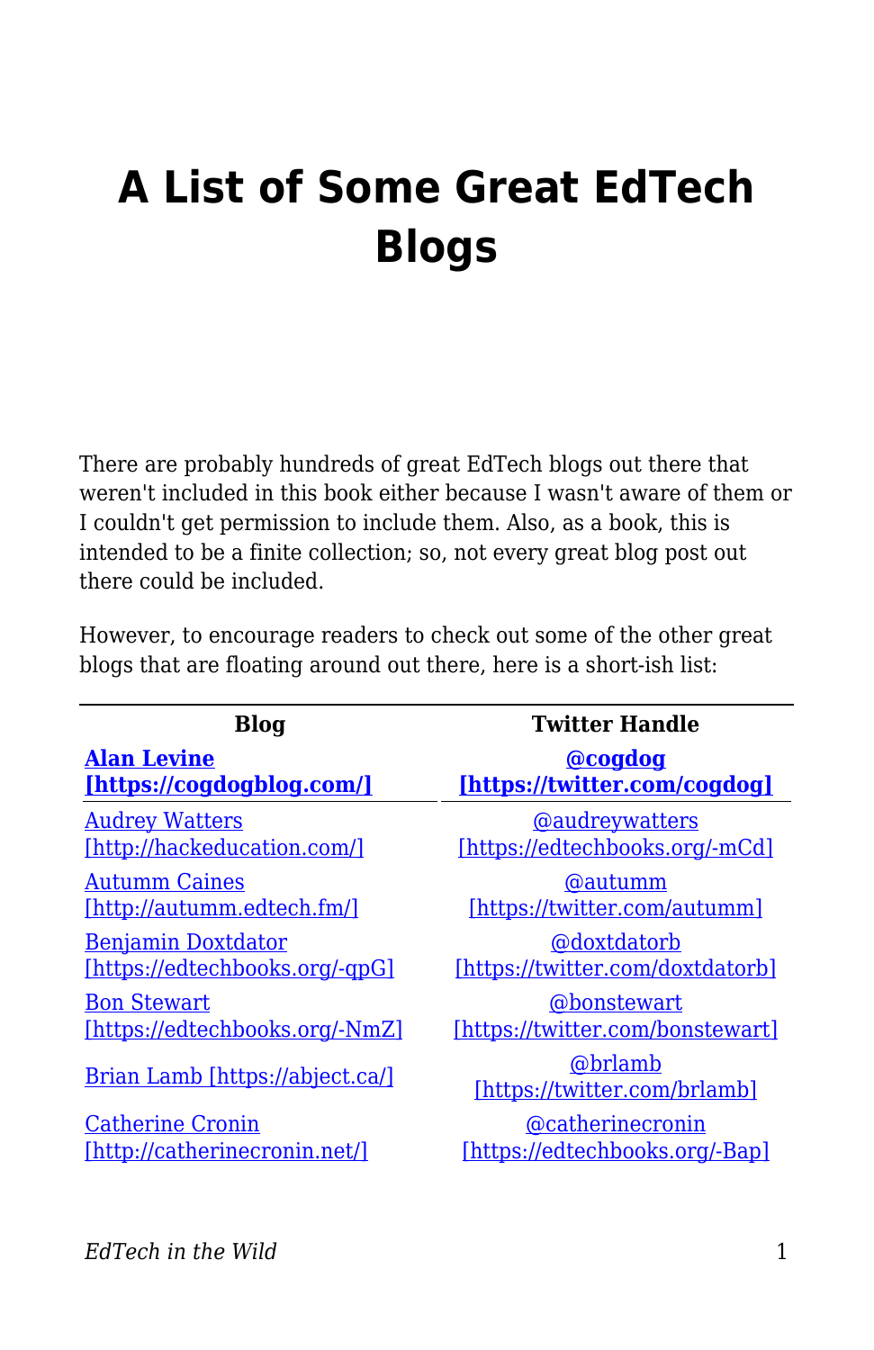# A List of Some Great EdTech Blogs

There are probably hundreds of great EdTech blogs out there that weren't included in this book either because I wasn't aware of them or I couldn't get permission to include them. Also, as a book, this is intended to be a finite collection; so, not every great blog post out there could be included.

However, to encourage readers to check out some of the other great blogs that are floating around out there, here is a short-ish list:

| Blog | Twitter Handle |
| --- | --- |
| Alan Levine [https://cogdogblog.com/] | @cogdog [https://twitter.com/cogdog] |
| Audrey Watters [http://hackeducation.com/] | @audreywatters [https://edtechbooks.org/-mCd] |
| Autumm Caines [http://autumm.edtech.fm/] | @autumm [https://twitter.com/autumm] |
| Benjamin Doxtdator [https://edtechbooks.org/-qpG] | @doxtdatorb [https://twitter.com/doxtdatorb] |
| Bon Stewart [https://edtechbooks.org/-NmZ] | @bonstewart [https://twitter.com/bonstewart] |
| Brian Lamb [https://abject.ca/] | @brlamb [https://twitter.com/brlamb] |
| Catherine Cronin [http://catherinecronin.net/] | @catherinecronin [https://edtechbooks.org/-Bap] |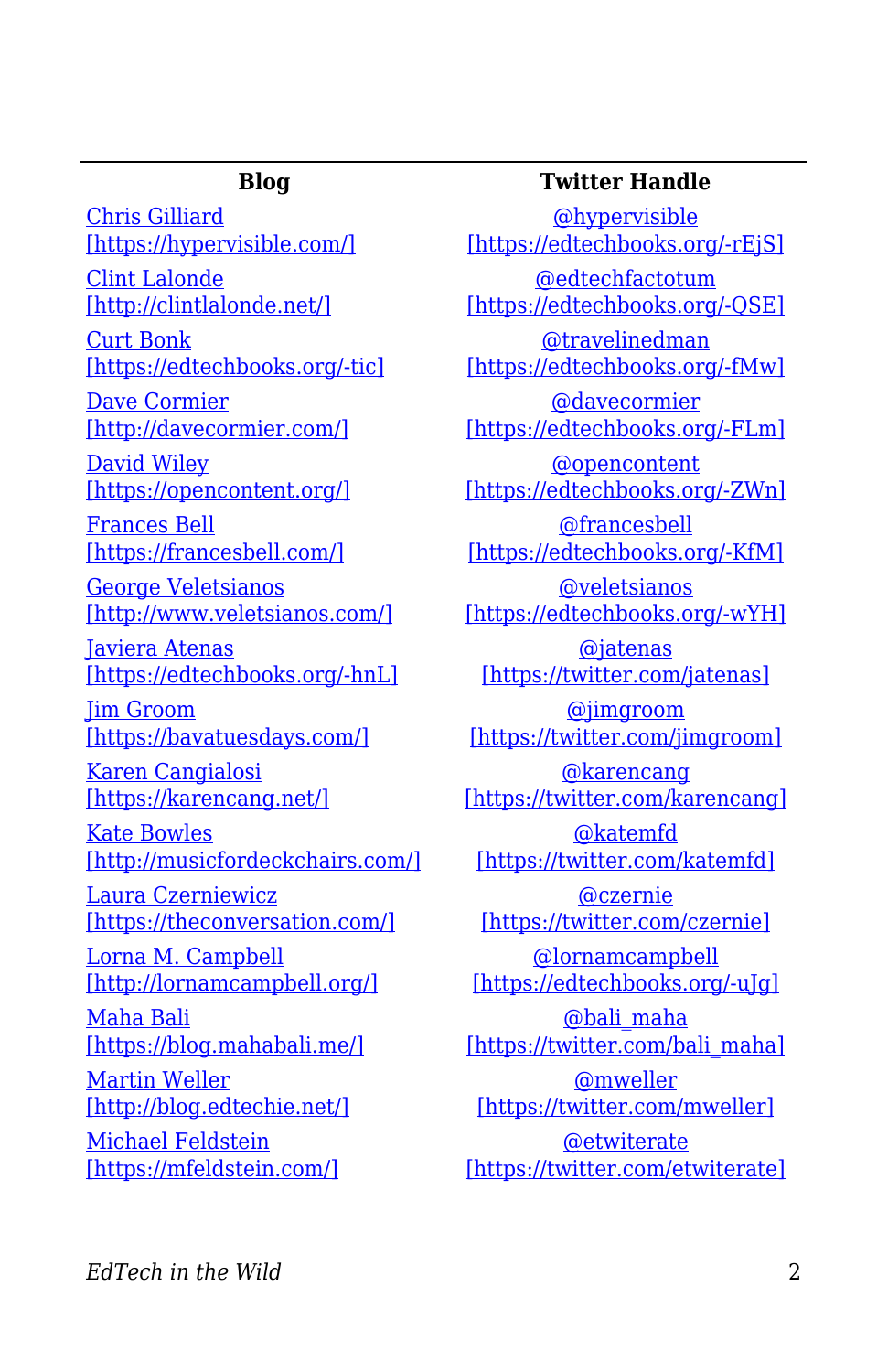| Blog | Twitter Handle |
|---|---|
| Chris Gilliard [https://hypervisible.com/] | @hypervisible [https://edtechbooks.org/-rEjS] |
| Clint Lalonde [http://clintlalonde.net/] | @edtechfactotum [https://edtechbooks.org/-QSE] |
| Curt Bonk [https://edtechbooks.org/-tic] | @travelinedman [https://edtechbooks.org/-fMw] |
| Dave Cormier [http://davecormier.com/] | @davecormier [https://edtechbooks.org/-FLm] |
| David Wiley [https://opencontent.org/] | @opencontent [https://edtechbooks.org/-ZWn] |
| Frances Bell [https://francesbell.com/] | @francesbell [https://edtechbooks.org/-KfM] |
| George Veletsianos [http://www.veletsianos.com/] | @veletsianos [https://edtechbooks.org/-wYH] |
| Javiera Atenas [https://edtechbooks.org/-hnL] | @jatenas [https://twitter.com/jatenas] |
| Jim Groom [https://bavatuesdays.com/] | @jimgroom [https://twitter.com/jimgroom] |
| Karen Cangialosi [https://karencang.net/] | @karencang [https://twitter.com/karencang] |
| Kate Bowles [http://musicfordeckchairs.com/] | @katemfd [https://twitter.com/katemfd] |
| Laura Czerniewicz [https://theconversation.com/] | @czernie [https://twitter.com/czernie] |
| Lorna M. Campbell [http://lornamcampbell.org/] | @lornamcampbell [https://edtechbooks.org/-uJg] |
| Maha Bali [https://blog.mahabali.me/] | @bali_maha [https://twitter.com/bali_maha] |
| Martin Weller [http://blog.edtechie.net/] | @mweller [https://twitter.com/mweller] |
| Michael Feldstein [https://mfeldstein.com/] | @etwiterate [https://twitter.com/etwiterate] |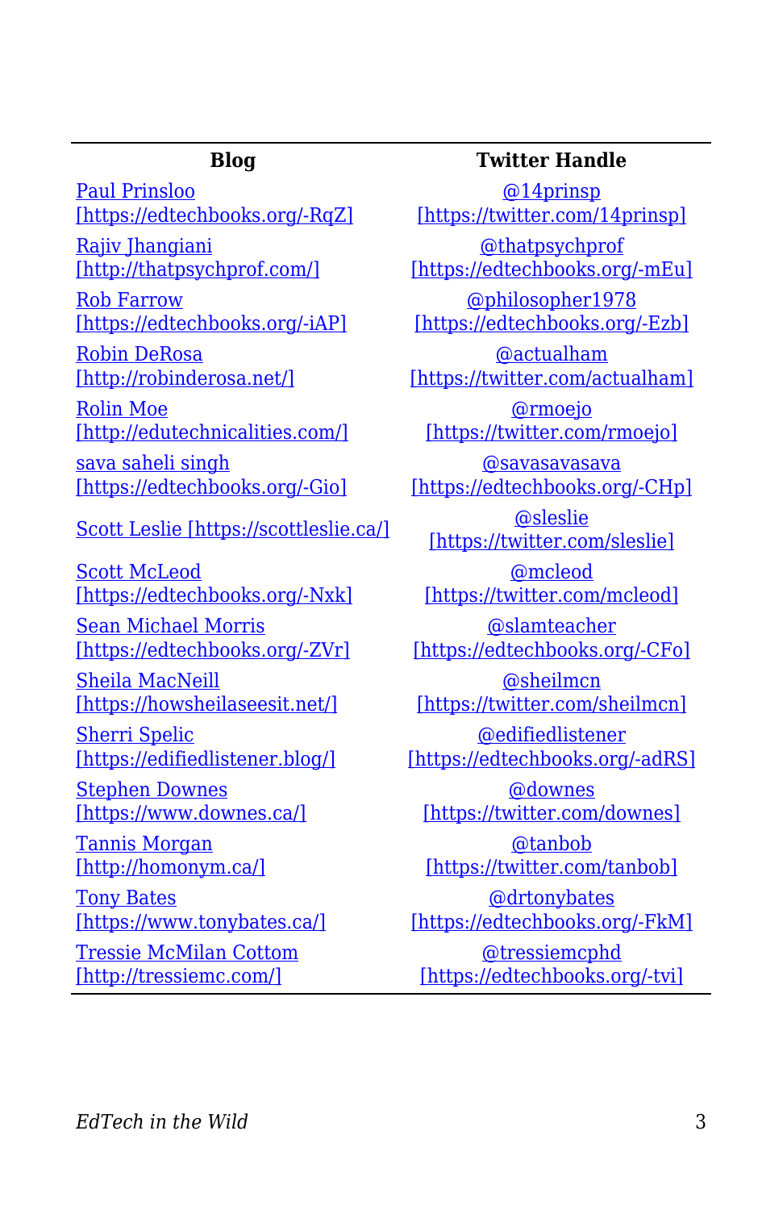| Blog | Twitter Handle |
|---|---|
| Paul Prinsloo [https://edtechbooks.org/-RqZ] | @14prinsp [https://twitter.com/14prinsp] |
| Rajiv Jhangiani [http://thatpsychprof.com/] | @thatpsychprof [https://edtechbooks.org/-mEu] |
| Rob Farrow [https://edtechbooks.org/-iAP] | @philosopher1978 [https://edtechbooks.org/-Ezb] |
| Robin DeRosa [http://robinderosa.net/] | @actualham [https://twitter.com/actualham] |
| Rolin Moe [http://edutechnicalities.com/] | @rmoejo [https://twitter.com/rmoejo] |
| sava saheli singh [https://edtechbooks.org/-Gio] | @savasavasava [https://edtechbooks.org/-CHp] |
| Scott Leslie [https://scottleslie.ca/] | @sleslie [https://twitter.com/sleslie] |
| Scott McLeod [https://edtechbooks.org/-Nxk] | @mcleod [https://twitter.com/mcleod] |
| Sean Michael Morris [https://edtechbooks.org/-ZVr] | @slamteacher [https://edtechbooks.org/-CFo] |
| Sheila MacNeill [https://howsheilaseesit.net/] | @sheilmcn [https://twitter.com/sheilmcn] |
| Sherri Spelic [https://edifiedlistener.blog/] | @edifiedlistener [https://edtechbooks.org/-adRS] |
| Stephen Downes [https://www.downes.ca/] | @downes [https://twitter.com/downes] |
| Tannis Morgan [http://homonym.ca/] | @tanbob [https://twitter.com/tanbob] |
| Tony Bates [https://www.tonybates.ca/] | @drtonybates [https://edtechbooks.org/-FkM] |
| Tressie McMilan Cottom [http://tressiemc.com/] | @tressiemcphd [https://edtechbooks.org/-tvi] |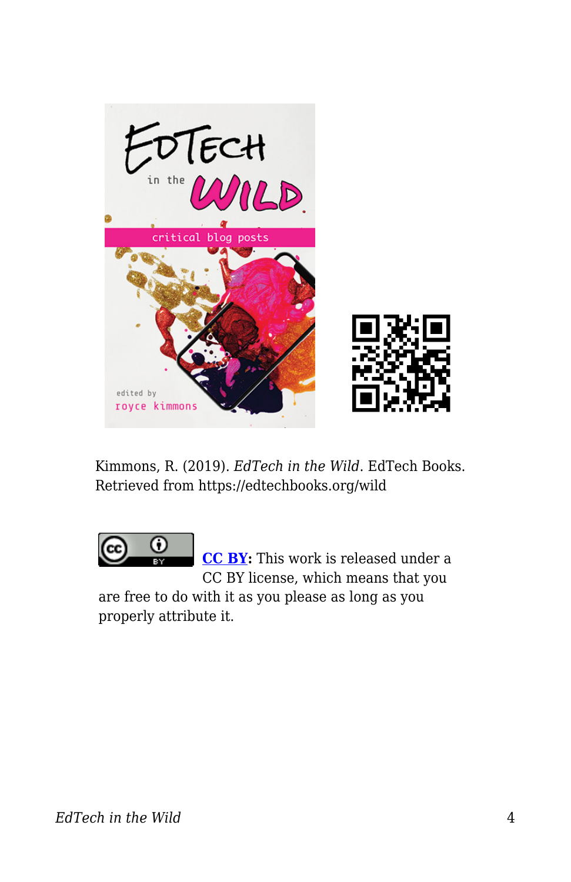Kimmons, R. (2019). *EdTech in the Wild*. EdTech Books. Retrieved from https://edtechbooks.org/wild

**CC BY:** This work is released under a CC BY license, which means that you are free to do with it as you please as long as you properly attribute it.